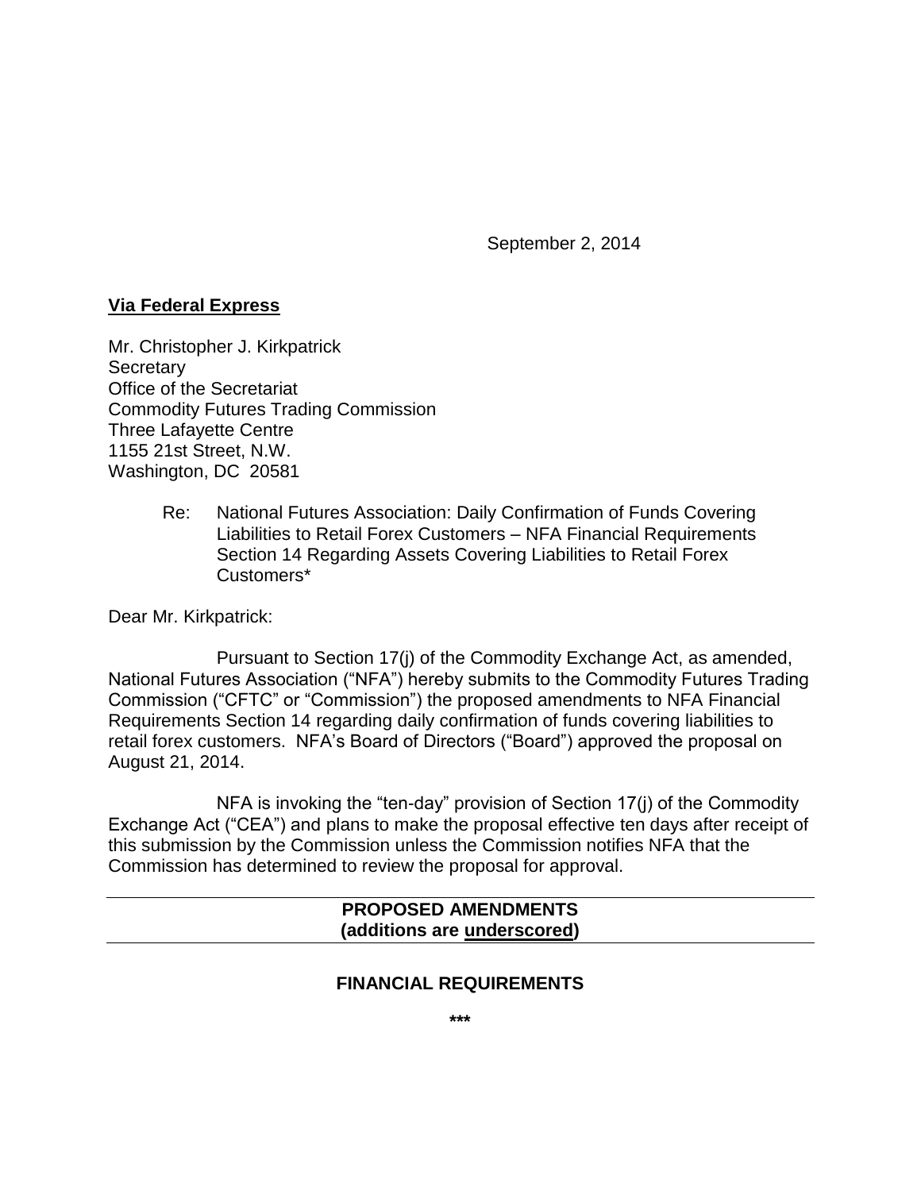September 2, 2014

**Via Federal Express**

Mr. Christopher J. Kirkpatrick
Secretary
Office of the Secretariat
Commodity Futures Trading Commission
Three Lafayette Centre
1155 21st Street, N.W.
Washington, DC 20581

Re: National Futures Association: Daily Confirmation of Funds Covering Liabilities to Retail Forex Customers – NFA Financial Requirements Section 14 Regarding Assets Covering Liabilities to Retail Forex Customers*

Dear Mr. Kirkpatrick:

Pursuant to Section 17(j) of the Commodity Exchange Act, as amended, National Futures Association ("NFA") hereby submits to the Commodity Futures Trading Commission ("CFTC" or "Commission") the proposed amendments to NFA Financial Requirements Section 14 regarding daily confirmation of funds covering liabilities to retail forex customers. NFA's Board of Directors ("Board") approved the proposal on August 21, 2014.

NFA is invoking the "ten-day" provision of Section 17(j) of the Commodity Exchange Act ("CEA") and plans to make the proposal effective ten days after receipt of this submission by the Commission unless the Commission notifies NFA that the Commission has determined to review the proposal for approval.

---

**PROPOSED AMENDMENTS**
**(additions are underscored)**

---

**FINANCIAL REQUIREMENTS**

***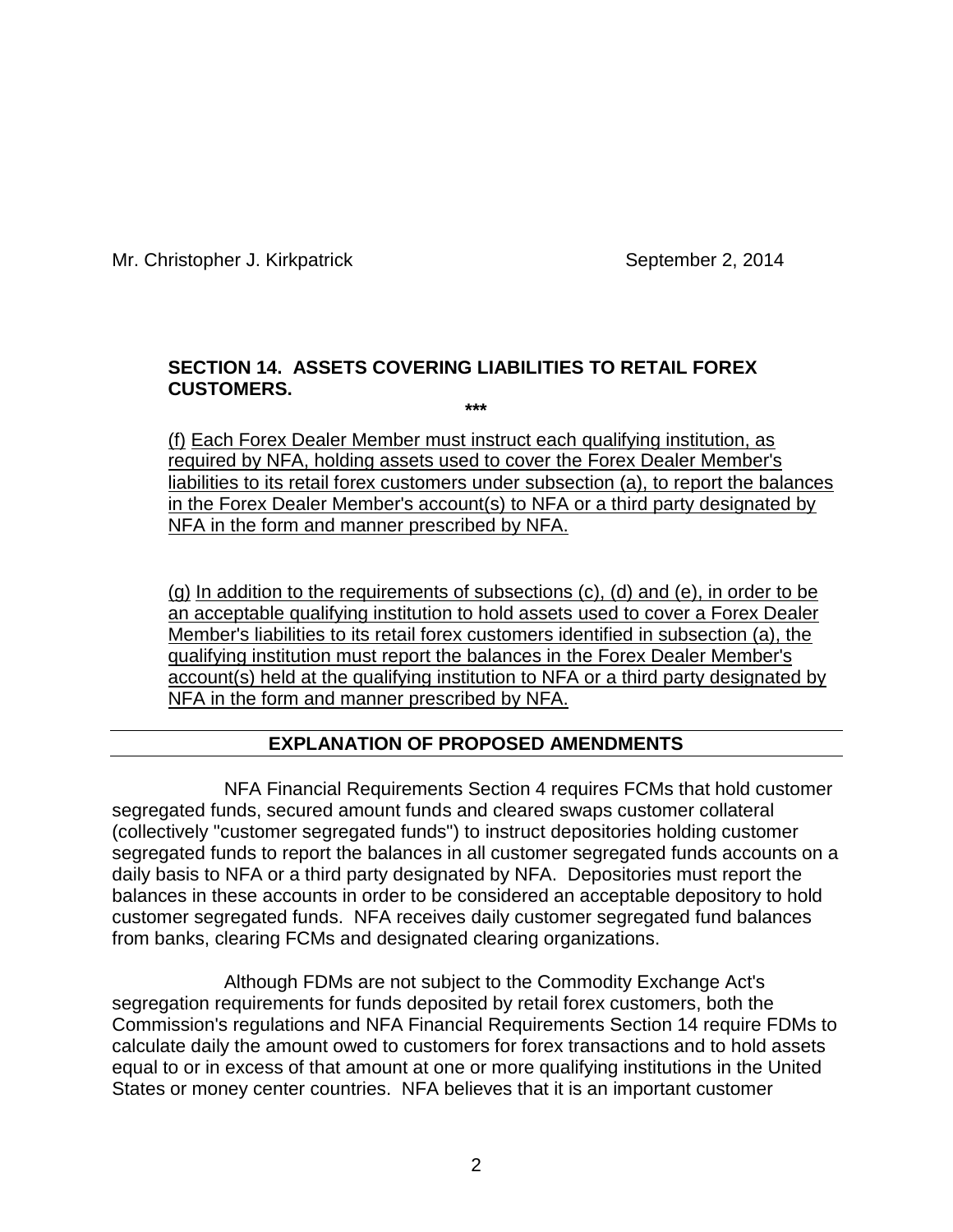**SECTION 14. ASSETS COVERING LIABILITIES TO RETAIL FOREX CUSTOMERS.**

\*\*\*

(f) Each Forex Dealer Member must instruct each qualifying institution, as required by NFA, holding assets used to cover the Forex Dealer Member's liabilities to its retail forex customers under subsection (a), to report the balances in the Forex Dealer Member's account(s) to NFA or a third party designated by NFA in the form and manner prescribed by NFA.

(g) In addition to the requirements of subsections (c), (d) and (e), in order to be an acceptable qualifying institution to hold assets used to cover a Forex Dealer Member's liabilities to its retail forex customers identified in subsection (a), the qualifying institution must report the balances in the Forex Dealer Member's account(s) held at the qualifying institution to NFA or a third party designated by NFA in the form and manner prescribed by NFA.

## EXPLANATION OF PROPOSED AMENDMENTS

NFA Financial Requirements Section 4 requires FCMs that hold customer segregated funds, secured amount funds and cleared swaps customer collateral (collectively "customer segregated funds") to instruct depositories holding customer segregated funds to report the balances in all customer segregated funds accounts on a daily basis to NFA or a third party designated by NFA. Depositories must report the balances in these accounts in order to be considered an acceptable depository to hold customer segregated funds. NFA receives daily customer segregated fund balances from banks, clearing FCMs and designated clearing organizations.

Although FDMs are not subject to the Commodity Exchange Act's segregation requirements for funds deposited by retail forex customers, both the Commission's regulations and NFA Financial Requirements Section 14 require FDMs to calculate daily the amount owed to customers for forex transactions and to hold assets equal to or in excess of that amount at one or more qualifying institutions in the United States or money center countries. NFA believes that it is an important customer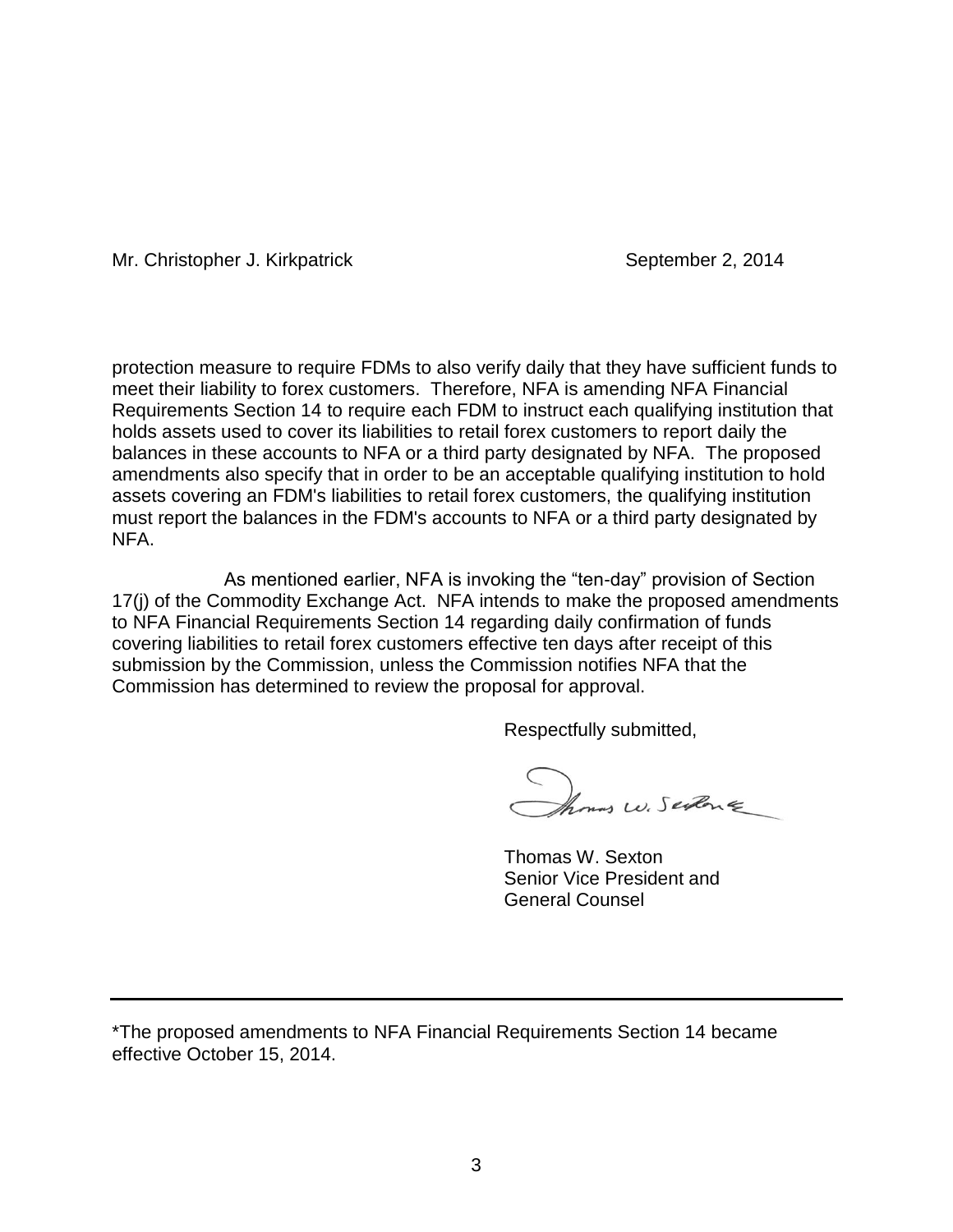Mr. Christopher J. Kirkpatrick September 2, 2014

protection measure to require FDMs to also verify daily that they have sufficient funds to meet their liability to forex customers. Therefore, NFA is amending NFA Financial Requirements Section 14 to require each FDM to instruct each qualifying institution that holds assets used to cover its liabilities to retail forex customers to report daily the balances in these accounts to NFA or a third party designated by NFA. The proposed amendments also specify that in order to be an acceptable qualifying institution to hold assets covering an FDM's liabilities to retail forex customers, the qualifying institution must report the balances in the FDM's accounts to NFA or a third party designated by NFA.

As mentioned earlier, NFA is invoking the "ten-day" provision of Section 17(j) of the Commodity Exchange Act. NFA intends to make the proposed amendments to NFA Financial Requirements Section 14 regarding daily confirmation of funds covering liabilities to retail forex customers effective ten days after receipt of this submission by the Commission, unless the Commission notifies NFA that the Commission has determined to review the proposal for approval.

Respectfully submitted,

Thomas W. Sexton
Senior Vice President and
General Counsel

---

*The proposed amendments to NFA Financial Requirements Section 14 became effective October 15, 2014.